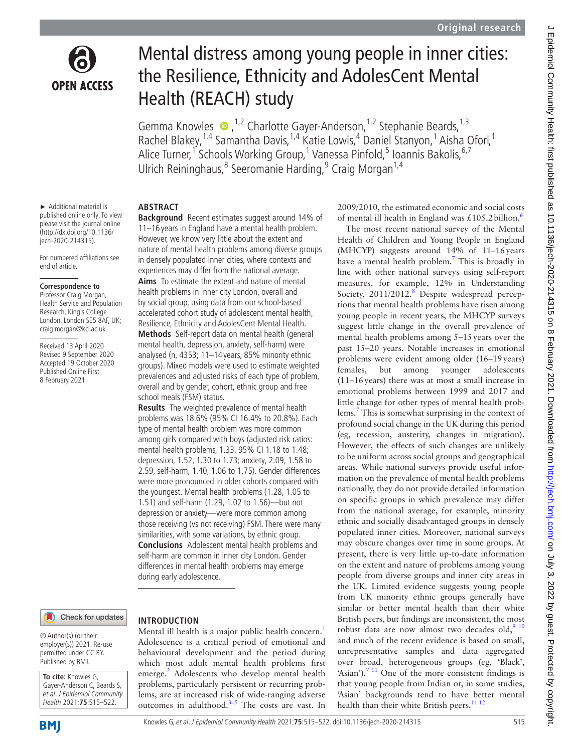# Mental distress among young people in inner cities: the Resilience, Ethnicity and AdolesCent Mental Health (REACH) study

Gemma Knowles,[1,2] Charlotte Gayer-Anderson,[1,2] Stephanie Beards,[1,3] Rachel Blakey,[1,4] Samantha Davis,[1,4] Katie Lowis,[4] Daniel Stanyon,[1] Aisha Ofori,[1] Alice Turner,[1] Schools Working Group,[1] Vanessa Pinfold,[5] Ioannis Bakolis,[6,7] Ulrich Reininghaus,[8] Seeromanie Harding,[9] Craig Morgan[1,4]

► Additional material is published online only. To view please visit the journal online (http://dx.doi.org/10.1136/jech-2020-214315).

For numbered affiliations see end of article.

**Correspondence to**
Professor Craig Morgan, Health Service and Population Research, King's College London, London SE5 8AF, UK; craig.morgan@kcl.ac.uk

Received 13 April 2020
Revised 9 September 2020
Accepted 19 October 2020
Published Online First 8 February 2021

© Author(s) (or their employer(s)) 2021. Re-use permitted under CC BY. Published by BMJ.

**To cite:** Knowles G, Gayer-Anderson C, Beards S, et al. *J Epidemiol Community Health* 2021;**75**:515–522.

## ABSTRACT

**Background** Recent estimates suggest around 14% of 11–16 years in England have a mental health problem. However, we know very little about the extent and nature of mental health problems among diverse groups in densely populated inner cities, where contexts and experiences may differ from the national average.

**Aims** To estimate the extent and nature of mental health problems in inner city London, overall and by social group, using data from our school-based accelerated cohort study of adolescent mental health, Resilience, Ethnicity and AdolesCent Mental Health.

**Methods** Self-report data on mental health (general mental health, depression, anxiety, self-harm) were analysed (n, 4353; 11–14 years, 85% minority ethnic groups). Mixed models were used to estimate weighted prevalences and adjusted risks of each type of problem, overall and by gender, cohort, ethnic group and free school meals (FSM) status.

**Results** The weighted prevalence of mental health problems was 18.6% (95% CI 16.4% to 20.8%). Each type of mental health problem was more common among girls compared with boys (adjusted risk ratios: mental health problems, 1.33, 95% CI 1.18 to 1.48; depression, 1.52, 1.30 to 1.73; anxiety, 2.09, 1.58 to 2.59, self-harm, 1.40, 1.06 to 1.75). Gender differences were more pronounced in older cohorts compared with the youngest. Mental health problems (1.28, 1.05 to 1.51) and self-harm (1.29, 1.02 to 1.56)—but not depression or anxiety—were more common among those receiving (vs not receiving) FSM. There were many similarities, with some variations, by ethnic group.

**Conclusions** Adolescent mental health problems and self-harm are common in inner city London. Gender differences in mental health problems may emerge during early adolescence.

## INTRODUCTION

Mental ill health is a major public health concern.[1] Adolescence is a critical period of emotional and behavioural development and the period during which most adult mental health problems first emerge.[2] Adolescents who develop mental health problems, particularly persistent or recurring problems, are at increased risk of wide-ranging adverse outcomes in adulthood.[3–5] The costs are vast. In 2009/2010, the estimated economic and social costs of mental ill health in England was £105.2 billion.[6]

The most recent national survey of the Mental Health of Children and Young People in England (MHCYP) suggests around 14% of 11–16 years have a mental health problem.[7] This is broadly in line with other national surveys using self-report measures, for example, 12% in Understanding Society, 2011/2012.[8] Despite widespread perceptions that mental health problems have risen among young people in recent years, the MHCYP surveys suggest little change in the overall prevalence of mental health problems among 5–15 years over the past 15–20 years. Notable increases in emotional problems were evident among older (16–19 years) females, but among younger adolescents (11–16 years) there was at most a small increase in emotional problems between 1999 and 2017 and little change for other types of mental health problems.[7] This is somewhat surprising in the context of profound social change in the UK during this period (eg, recession, austerity, changes in migration). However, the effects of such changes are unlikely to be uniform across social groups and geographical areas. While national surveys provide useful information on the prevalence of mental health problems nationally, they do not provide detailed information on specific groups in which prevalence may differ from the national average, for example, minority ethnic and socially disadvantaged groups in densely populated inner cities. Moreover, national surveys may obscure changes over time in some groups. At present, there is very little up-to-date information on the extent and nature of problems among young people from diverse groups and inner city areas in the UK. Limited evidence suggests young people from UK minority ethnic groups generally have similar or better mental health than their white British peers, but findings are inconsistent, the most robust data are now almost two decades old,[9,10] and much of the recent evidence is based on small, unrepresentative samples and data aggregated over broad, heterogeneous groups (eg, 'Black', 'Asian').[7,11] One of the more consistent findings is that young people from Indian or, in some studies, 'Asian' backgrounds tend to have better mental health than their white British peers.[11,12]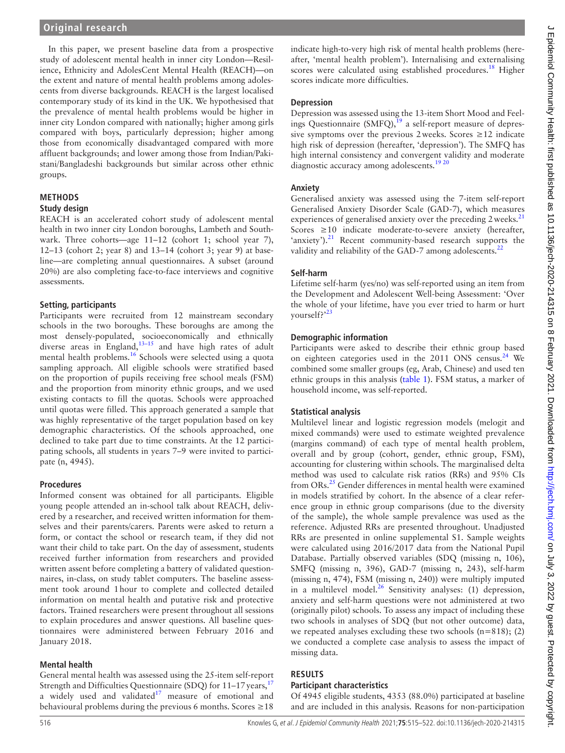In this paper, we present baseline data from a prospective study of adolescent mental health in inner city London—Resilience, Ethnicity and AdolesCent Mental Health (REACH)—on the extent and nature of mental health problems among adolescents from diverse backgrounds. REACH is the largest localised contemporary study of its kind in the UK. We hypothesised that the prevalence of mental health problems would be higher in inner city London compared with nationally; higher among girls compared with boys, particularly depression; higher among those from economically disadvantaged compared with more affluent backgrounds; and lower among those from Indian/Pakistani/Bangladeshi backgrounds but similar across other ethnic groups.

## METHODS

### Study design

REACH is an accelerated cohort study of adolescent mental health in two inner city London boroughs, Lambeth and Southwark. Three cohorts—age 11–12 (cohort 1; school year 7), 12–13 (cohort 2; year 8) and 13–14 (cohort 3; year 9) at baseline—are completing annual questionnaires. A subset (around 20%) are also completing face-to-face interviews and cognitive assessments.

### Setting, participants

Participants were recruited from 12 mainstream secondary schools in the two boroughs. These boroughs are among the most densely-populated, socioeconomically and ethnically diverse areas in England,[13–15] and have high rates of adult mental health problems.[16] Schools were selected using a quota sampling approach. All eligible schools were stratified based on the proportion of pupils receiving free school meals (FSM) and the proportion from minority ethnic groups, and we used existing contacts to fill the quotas. Schools were approached until quotas were filled. This approach generated a sample that was highly representative of the target population based on key demographic characteristics. Of the schools approached, one declined to take part due to time constraints. At the 12 participating schools, all students in years 7–9 were invited to participate (n, 4945).

### Procedures

Informed consent was obtained for all participants. Eligible young people attended an in-school talk about REACH, delivered by a researcher, and received written information for themselves and their parents/carers. Parents were asked to return a form, or contact the school or research team, if they did not want their child to take part. On the day of assessment, students received further information from researchers and provided written assent before completing a battery of validated questionnaires, in-class, on study tablet computers. The baseline assessment took around 1 hour to complete and collected detailed information on mental health and putative risk and protective factors. Trained researchers were present throughout all sessions to explain procedures and answer questions. All baseline questionnaires were administered between February 2016 and January 2018.

### Mental health

General mental health was assessed using the 25-item self-report Strength and Difficulties Questionnaire (SDQ) for 11–17 years,[17] a widely used and validated[17] measure of emotional and behavioural problems during the previous 6 months. Scores ≥18 indicate high-to-very high risk of mental health problems (hereafter, 'mental health problem'). Internalising and externalising scores were calculated using established procedures.[18] Higher scores indicate more difficulties.

### Depression

Depression was assessed using the 13-item Short Mood and Feelings Questionnaire (SMFQ),[19] a self-report measure of depressive symptoms over the previous 2 weeks. Scores ≥12 indicate high risk of depression (hereafter, 'depression'). The SMFQ has high internal consistency and convergent validity and moderate diagnostic accuracy among adolescents.[19 20]

### Anxiety

Generalised anxiety was assessed using the 7-item self-report Generalised Anxiety Disorder Scale (GAD-7), which measures experiences of generalised anxiety over the preceding 2 weeks.[21] Scores ≥10 indicate moderate-to-severe anxiety (hereafter, 'anxiety').[21] Recent community-based research supports the validity and reliability of the GAD-7 among adolescents.[22]

### Self-harm

Lifetime self-harm (yes/no) was self-reported using an item from the Development and Adolescent Well-being Assessment: 'Over the whole of your lifetime, have you ever tried to harm or hurt yourself?'[23]

### Demographic information

Participants were asked to describe their ethnic group based on eighteen categories used in the 2011 ONS census.[24] We combined some smaller groups (eg, Arab, Chinese) and used ten ethnic groups in this analysis (table 1). FSM status, a marker of household income, was self-reported.

### Statistical analysis

Multilevel linear and logistic regression models (melogit and mixed commands) were used to estimate weighted prevalence (margins command) of each type of mental health problem, overall and by group (cohort, gender, ethnic group, FSM), accounting for clustering within schools. The marginalised delta method was used to calculate risk ratios (RRs) and 95% CIs from ORs.[25] Gender differences in mental health were examined in models stratified by cohort. In the absence of a clear reference group in ethnic group comparisons (due to the diversity of the sample), the whole sample prevalence was used as the reference. Adjusted RRs are presented throughout. Unadjusted RRs are presented in online supplemental S1. Sample weights were calculated using 2016/2017 data from the National Pupil Database. Partially observed variables (SDQ (missing n, 106), SMFQ (missing n, 396), GAD-7 (missing n, 243), self-harm (missing n, 474), FSM (missing n, 240)) were multiply imputed in a multilevel model.[26] Sensitivity analyses: (1) depression, anxiety and self-harm questions were not administered at two (originally pilot) schools. To assess any impact of including these two schools in analyses of SDQ (but not other outcome) data, we repeated analyses excluding these two schools (n=818); (2) we conducted a complete case analysis to assess the impact of missing data.

## RESULTS

### Participant characteristics

Of 4945 eligible students, 4353 (88.0%) participated at baseline and are included in this analysis. Reasons for non-participation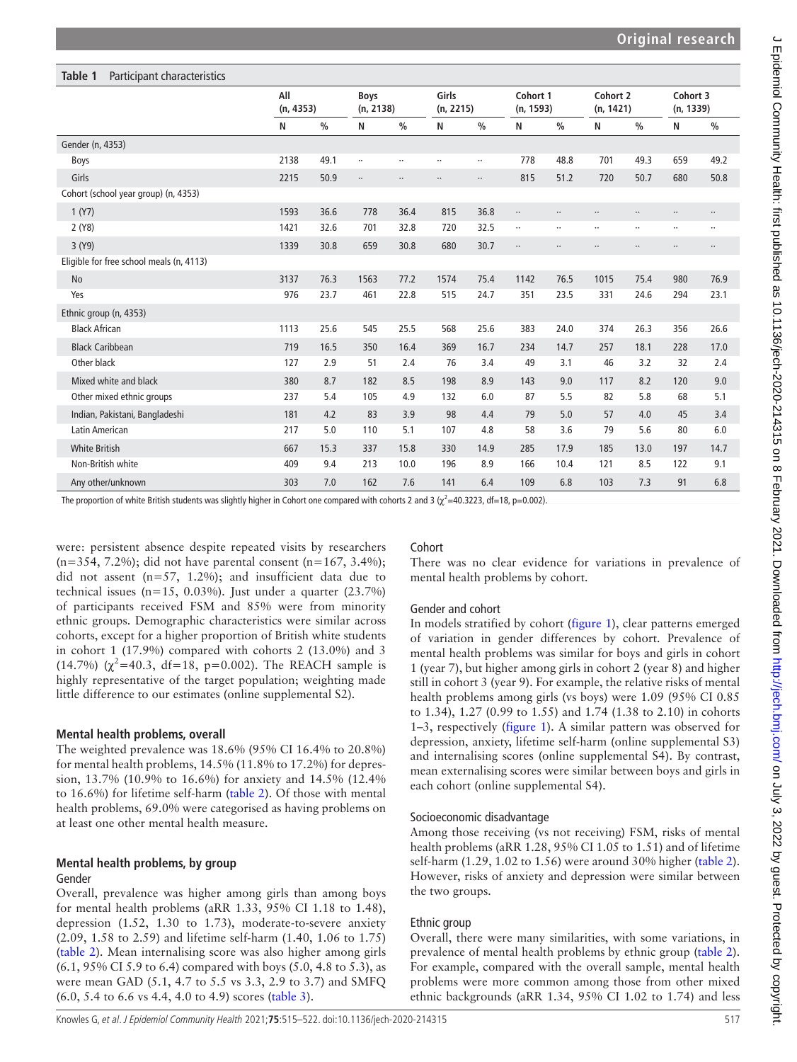**Table 1** Participant characteristics

| | All (n, 4353) | | Boys (n, 2138) | | Girls (n, 2215) | | Cohort 1 (n, 1593) | | Cohort 2 (n, 1421) | | Cohort 3 (n, 1339) | |
|---|---|---|---|---|---|---|---|---|---|---|---|---|
| | N | % | N | % | N | % | N | % | N | % | N | % |
| Gender (n, 4353) | | | | | | | | | | | | |
| Boys | 2138 | 49.1 | .. | .. | .. | .. | 778 | 48.8 | 701 | 49.3 | 659 | 49.2 |
| Girls | 2215 | 50.9 | .. | .. | .. | .. | 815 | 51.2 | 720 | 50.7 | 680 | 50.8 |
| Cohort (school year group) (n, 4353) | | | | | | | | | | | | |
| 1 (Y7) | 1593 | 36.6 | 778 | 36.4 | 815 | 36.8 | .. | .. | .. | .. | .. | .. |
| 2 (Y8) | 1421 | 32.6 | 701 | 32.8 | 720 | 32.5 | .. | .. | .. | .. | .. | .. |
| 3 (Y9) | 1339 | 30.8 | 659 | 30.8 | 680 | 30.7 | .. | .. | .. | .. | .. | .. |
| Eligible for free school meals (n, 4113) | | | | | | | | | | | | |
| No | 3137 | 76.3 | 1563 | 77.2 | 1574 | 75.4 | 1142 | 76.5 | 1015 | 75.4 | 980 | 76.9 |
| Yes | 976 | 23.7 | 461 | 22.8 | 515 | 24.7 | 351 | 23.5 | 331 | 24.6 | 294 | 23.1 |
| Ethnic group (n, 4353) | | | | | | | | | | | | |
| Black African | 1113 | 25.6 | 545 | 25.5 | 568 | 25.6 | 383 | 24.0 | 374 | 26.3 | 356 | 26.6 |
| Black Caribbean | 719 | 16.5 | 350 | 16.4 | 369 | 16.7 | 234 | 14.7 | 257 | 18.1 | 228 | 17.0 |
| Other black | 127 | 2.9 | 51 | 2.4 | 76 | 3.4 | 49 | 3.1 | 46 | 3.2 | 32 | 2.4 |
| Mixed white and black | 380 | 8.7 | 182 | 8.5 | 198 | 8.9 | 143 | 9.0 | 117 | 8.2 | 120 | 9.0 |
| Other mixed ethnic groups | 237 | 5.4 | 105 | 4.9 | 132 | 6.0 | 87 | 5.5 | 82 | 5.8 | 68 | 5.1 |
| Indian, Pakistani, Bangladeshi | 181 | 4.2 | 83 | 3.9 | 98 | 4.4 | 79 | 5.0 | 57 | 4.0 | 45 | 3.4 |
| Latin American | 217 | 5.0 | 110 | 5.1 | 107 | 4.8 | 58 | 3.6 | 79 | 5.6 | 80 | 6.0 |
| White British | 667 | 15.3 | 337 | 15.8 | 330 | 14.9 | 285 | 17.9 | 185 | 13.0 | 197 | 14.7 |
| Non-British white | 409 | 9.4 | 213 | 10.0 | 196 | 8.9 | 166 | 10.4 | 121 | 8.5 | 122 | 9.1 |
| Any other/unknown | 303 | 7.0 | 162 | 7.6 | 141 | 6.4 | 109 | 6.8 | 103 | 7.3 | 91 | 6.8 |

The proportion of white British students was slightly higher in Cohort one compared with cohorts 2 and 3 ($\chi^2$=40.3223, df=18, p=0.002).

were: persistent absence despite repeated visits by researchers (n=354, 7.2%); did not have parental consent (n=167, 3.4%); did not assent (n=57, 1.2%); and insufficient data due to technical issues (n=15, 0.03%). Just under a quarter (23.7%) of participants received FSM and 85% were from minority ethnic groups. Demographic characteristics were similar across cohorts, except for a higher proportion of British white students in cohort 1 (17.9%) compared with cohorts 2 (13.0%) and 3 (14.7%) ($\chi^2$=40.3, df=18, p=0.002). The REACH sample is highly representative of the target population; weighting made little difference to our estimates (online supplemental S2).

## Mental health problems, overall

The weighted prevalence was 18.6% (95% CI 16.4% to 20.8%) for mental health problems, 14.5% (11.8% to 17.2%) for depression, 13.7% (10.9% to 16.6%) for anxiety and 14.5% (12.4% to 16.6%) for lifetime self-harm (table 2). Of those with mental health problems, 69.0% were categorised as having problems on at least one other mental health measure.

## Mental health problems, by group

### Gender

Overall, prevalence was higher among girls than among boys for mental health problems (aRR 1.33, 95% CI 1.18 to 1.48), depression (1.52, 1.30 to 1.73), moderate-to-severe anxiety (2.09, 1.58 to 2.59) and lifetime self-harm (1.40, 1.06 to 1.75) (table 2). Mean internalising score was also higher among girls (6.1, 95% CI 5.9 to 6.4) compared with boys (5.0, 4.8 to 5.3), as were mean GAD (5.1, 4.7 to 5.5 vs 3.3, 2.9 to 3.7) and SMFQ (6.0, 5.4 to 6.6 vs 4.4, 4.0 to 4.9) scores (table 3).

### Cohort

There was no clear evidence for variations in prevalence of mental health problems by cohort.

### Gender and cohort

In models stratified by cohort (figure 1), clear patterns emerged of variation in gender differences by cohort. Prevalence of mental health problems was similar for boys and girls in cohort 1 (year 7), but higher among girls in cohort 2 (year 8) and higher still in cohort 3 (year 9). For example, the relative risks of mental health problems among girls (vs boys) were 1.09 (95% CI 0.85 to 1.34), 1.27 (0.99 to 1.55) and 1.74 (1.38 to 2.10) in cohorts 1–3, respectively (figure 1). A similar pattern was observed for depression, anxiety, lifetime self-harm (online supplemental S3) and internalising scores (online supplemental S4). By contrast, mean externalising scores were similar between boys and girls in each cohort (online supplemental S4).

### Socioeconomic disadvantage

Among those receiving (vs not receiving) FSM, risks of mental health problems (aRR 1.28, 95% CI 1.05 to 1.51) and of lifetime self-harm (1.29, 1.02 to 1.56) were around 30% higher (table 2). However, risks of anxiety and depression were similar between the two groups.

### Ethnic group

Overall, there were many similarities, with some variations, in prevalence of mental health problems by ethnic group (table 2). For example, compared with the overall sample, mental health problems were more common among those from other mixed ethnic backgrounds (aRR 1.34, 95% CI 1.02 to 1.74) and less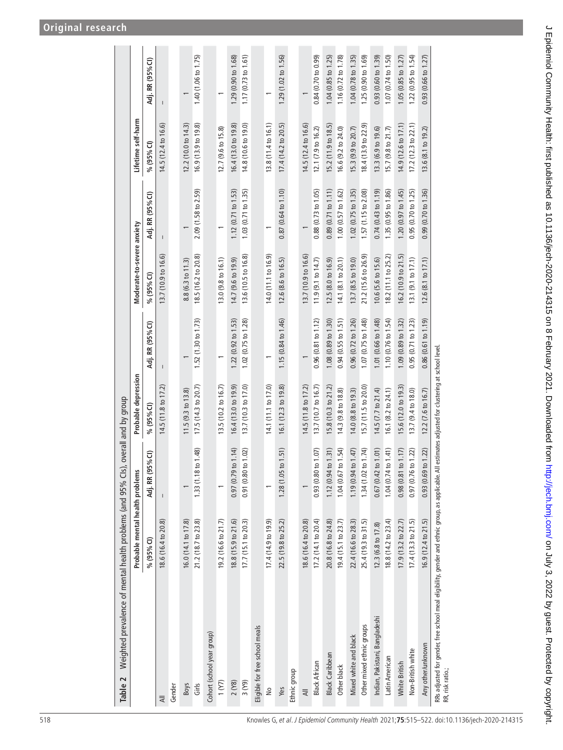**Table 2** Weighted prevalence of mental health problems (and 95% CIs), overall and by group

| | Probable mental health problems | | Probable depression | | Moderate-to-severe anxiety | | Lifetime self-harm | |
|---|---|---|---|---|---|---|---|---|
| | % (95% CI) | Adj. RR (95% CI) | % (95% CI) | Adj. RR (95% CI) | % (95% CI) | Adj. RR (95% CI) | % (95% CI) | Adj. RR (95% CI) |
| All | 18.6 (16.4 to 20.8) | – | 14.5 (11.8 to 17.2) | – | 13.7 (10.9 to 16.6) | – | 14.5 (12.4 to 16.6) | – |
| Gender | | | | | | | | |
| Boys | 16.0 (14.1 to 17.8) | 1 | 11.5 (9.3 to 13.8) | 1 | 8.8 (6.3 to 11.3) | 1 | 12.2 (10.0 to 14.3) | 1 |
| Girls | 21.2 (18.7 to 23.8) | 1.33 (1.18 to 1.48) | 17.5 (14.3 to 20.7) | 1.52 (1.30 to 1.73) | 18.5 (16.2 to 20.8) | 2.09 (1.58 to 2.59) | 16.9 (13.9 to 19.8) | 1.40 (1.06 to 1.75) |
| Cohort (school year group) | | | | | | | | |
| 1 (Y7) | 19.2 (16.6 to 21.7) | 1 | 13.5 (10.2 to 16.7) | 1 | 13.0 (9.8 to 16.1) | 1 | 12.7 (9.6 to 15.8) | 1 |
| 2 (Y8) | 18.8 (15.9 to 21.6) | 0.97 (0.79 to 1.14) | 16.4 (13.0 to 19.9) | 1.22 (0.92 to 1.53) | 14.7 (9.6 to 19.9) | 1.12 (0.71 to 1.53) | 16.4 (13.0 to 19.8) | 1.29 (0.90 to 1.68) |
| 3 (Y9) | 17.7 (15.1 to 20.3) | 0.91 (0.80 to 1.02) | 13.7 (10.3 to 17.0) | 1.02 (0.75 to 1.28) | 13.6 (10.5 to 16.8) | 1.03 (0.71 to 1.35) | 14.8 (10.6 to 19.0) | 1.17 (0.73 to 1.61) |
| Eligible for free school meals | | | | | | | | |
| No | 17.4 (14.9 to 19.9) | 1 | 14.1 (11.1 to 17.0) | 1 | 14.0 (11.1 to 16.9) | 1 | 13.8 (11.4 to 16.1) | 1 |
| Yes | 22.5 (19.8 to 25.2) | 1.28 (1.05 to 1.51) | 16.1 (12.3 to 19.8) | 1.15 (0.84 to 1.46) | 12.6 (8.6 to 16.5) | 0.87 (0.64 to 1.10) | 17.4 (14.2 to 20.5) | 1.29 (1.02 to 1.56) |
| Ethnic group | | | | | | | | |
| All | 18.6 (16.4 to 20.8) | 1 | 14.5 (11.8 to 17.2) | 1 | 13.7 (10.9 to 16.6) | 1 | 14.5 (12.4 to 16.6) | 1 |
| Black African | 17.2 (14.1 to 20.4) | 0.93 (0.80 to 1.07) | 13.7 (10.7 to 16.7) | 0.96 (0.81 to 1.12) | 11.9 (9.1 to 14.7) | 0.88 (0.73 to 1.05) | 12.1 (7.9 to 16.2) | 0.84 (0.70 to 0.99) |
| Black Caribbean | 20.8 (16.8 to 24.8) | 1.12 (0.94 to 1.31) | 15.8 (10.3 to 21.2) | 1.08 (0.89 to 1.30) | 12.5 (8.0 to 16.9) | 0.89 (0.71 to 1.11) | 15.2 (11.9 to 18.5) | 1.04 (0.85 to 1.25) |
| Other black | 19.4 (15.1 to 23.7) | 1.04 (0.67 to 1.54) | 14.3 (9.8 to 18.8) | 0.94 (0.55 to 1.51) | 14.1 (8.1 to 20.1) | 1.00 (0.57 to 1.62) | 16.6 (9.2 to 24.0) | 1.16 (0.72 to 1.78) |
| Mixed white and black | 22.4 (16.6 to 28.3) | 1.19 (0.94 to 1.47) | 14.0 (8.8 to 19.3) | 0.96 (0.72 to 1.26) | 13.7 (8.5 to 19.0) | 1.02 (0.75 to 1.35) | 15.3 (9.9 to 20.7) | 1.04 (0.78 to 1.35) |
| Other mixed ethnic groups | 25.4 (19.3 to 31.5) | 1.34 (1.02 to 1.74) | 15.7 (11.5 to 20.0) | 1.07 (0.75 to 1.48) | 21.2 (15.6 to 26.9) | 1.57 (1.15 to 2.08) | 18.4 (13.9 to 22.9) | 1.25 (0.90 to 1.69) |
| Indian, Pakistani, Bangladeshi | 12.3 (6.8 to 17.8) | 0.67 (0.42 to 1.01) | 14.5 (7.7 to 21.4) | 1.01 (0.66 to 1.48) | 10.6 (5.6 to 15.6) | 0.74 (0.43 to 1.19) | 13.3 (6.9 to 19.6) | 0.93 (0.60 to 1.39) |
| Latin American | 18.8 (14.2 to 23.4) | 1.04 (0.74 to 1.41) | 16.1 (8.2 to 24.1) | 1.10 (0.76 to 1.54) | 18.2 (11.1 to 25.2) | 1.35 (0.95 to 1.86) | 15.7 (9.8 to 21.7) | 1.07 (0.74 to 1.50) |
| White British | 17.9 (13.2 to 22.7) | 0.98 (0.81 to 1.17) | 15.6 (12.0 to 19.3) | 1.09 (0.89 to 1.32) | 16.2 (10.9 to 21.5) | 1.20 (0.97 to 1.45) | 14.9 (12.6 to 17.1) | 1.05 (0.85 to 1.27) |
| Non-British white | 17.4 (13.3 to 21.5) | 0.97 (0.76 to 1.22) | 13.7 (9.4 to 18.0) | 0.95 (0.71 to 1.23) | 13.1 (9.1 to 17.1) | 0.95 (0.70 to 1.25) | 17.2 (12.3 to 22.1) | 1.22 (0.95 to 1.54) |
| Any other/unknown | 16.9 (12.4 to 21.5) | 0.93 (0.69 to 1.22) | 12.2 (7.6 to 16.7) | 0.86 (0.61 to 1.19) | 12.6 (8.1 to 17.1) | 0.99 (0.70 to 1.36) | 13.6 (8.1 to 19.2) | 0.93 (0.66 to 1.27) |

RRs adjusted for gender, free school meal eligibility, gender and ethnic group, as applicable. All estimates adjusted for clustering at school level.
RR, risk ratio;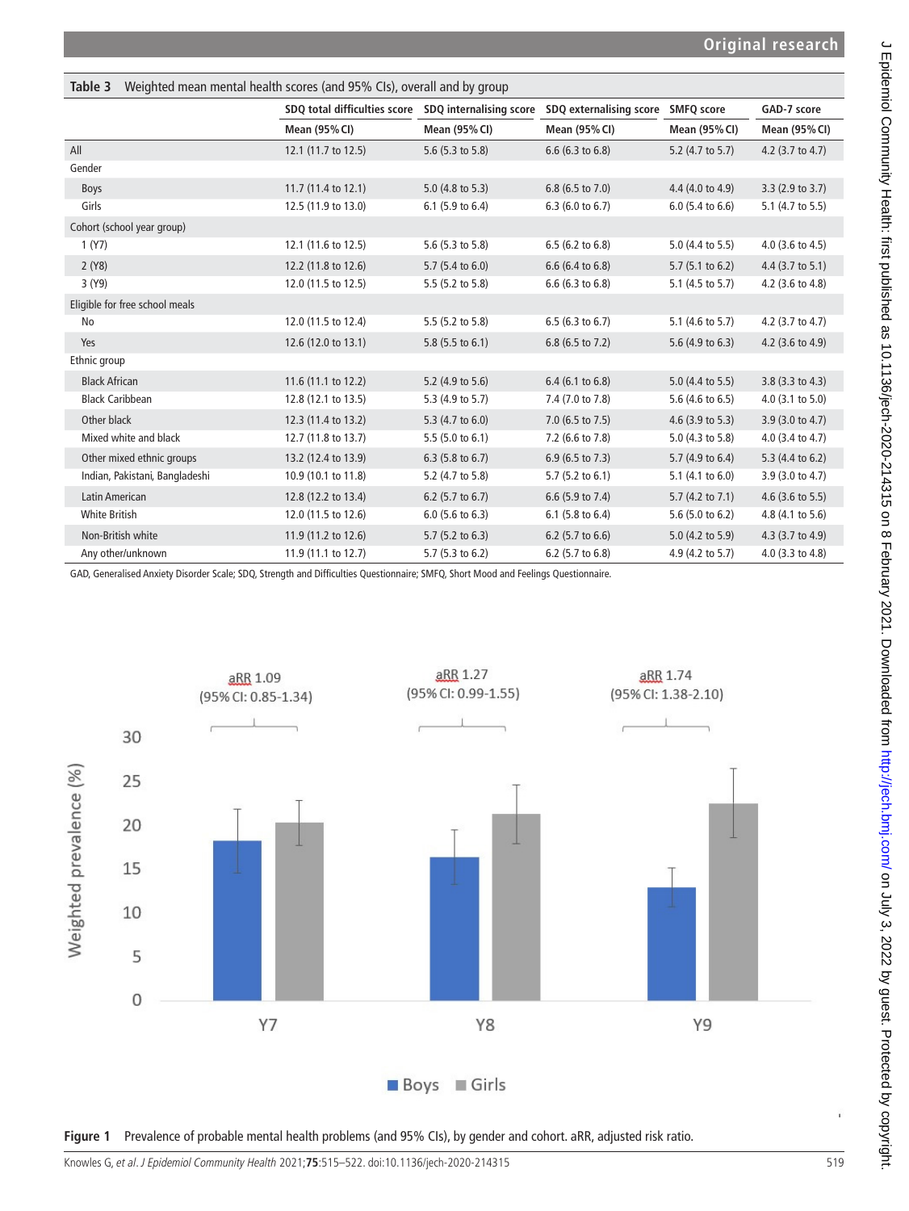**Table 3** Weighted mean mental health scores (and 95% CIs), overall and by group

| | SDQ total difficulties score | SDQ internalising score | SDQ externalising score | SMFQ score | GAD-7 score |
|---|---|---|---|---|---|
| | Mean (95% CI) | Mean (95% CI) | Mean (95% CI) | Mean (95% CI) | Mean (95% CI) |
| All | 12.1 (11.7 to 12.5) | 5.6 (5.3 to 5.8) | 6.6 (6.3 to 6.8) | 5.2 (4.7 to 5.7) | 4.2 (3.7 to 4.7) |
| Gender | | | | | |
| Boys | 11.7 (11.4 to 12.1) | 5.0 (4.8 to 5.3) | 6.8 (6.5 to 7.0) | 4.4 (4.0 to 4.9) | 3.3 (2.9 to 3.7) |
| Girls | 12.5 (11.9 to 13.0) | 6.1 (5.9 to 6.4) | 6.3 (6.0 to 6.7) | 6.0 (5.4 to 6.6) | 5.1 (4.7 to 5.5) |
| Cohort (school year group) | | | | | |
| 1 (Y7) | 12.1 (11.6 to 12.5) | 5.6 (5.3 to 5.8) | 6.5 (6.2 to 6.8) | 5.0 (4.4 to 5.5) | 4.0 (3.6 to 4.5) |
| 2 (Y8) | 12.2 (11.8 to 12.6) | 5.7 (5.4 to 6.0) | 6.6 (6.4 to 6.8) | 5.7 (5.1 to 6.2) | 4.4 (3.7 to 5.1) |
| 3 (Y9) | 12.0 (11.5 to 12.5) | 5.5 (5.2 to 5.8) | 6.6 (6.3 to 6.8) | 5.1 (4.5 to 5.7) | 4.2 (3.6 to 4.8) |
| Eligible for free school meals | | | | | |
| No | 12.0 (11.5 to 12.4) | 5.5 (5.2 to 5.8) | 6.5 (6.3 to 6.7) | 5.1 (4.6 to 5.7) | 4.2 (3.7 to 4.7) |
| Yes | 12.6 (12.0 to 13.1) | 5.8 (5.5 to 6.1) | 6.8 (6.5 to 7.2) | 5.6 (4.9 to 6.3) | 4.2 (3.6 to 4.9) |
| Ethnic group | | | | | |
| Black African | 11.6 (11.1 to 12.2) | 5.2 (4.9 to 5.6) | 6.4 (6.1 to 6.8) | 5.0 (4.4 to 5.5) | 3.8 (3.3 to 4.3) |
| Black Caribbean | 12.8 (12.1 to 13.5) | 5.3 (4.9 to 5.7) | 7.4 (7.0 to 7.8) | 5.6 (4.6 to 6.5) | 4.0 (3.1 to 5.0) |
| Other black | 12.3 (11.4 to 13.2) | 5.3 (4.7 to 6.0) | 7.0 (6.5 to 7.5) | 4.6 (3.9 to 5.3) | 3.9 (3.0 to 4.7) |
| Mixed white and black | 12.7 (11.8 to 13.7) | 5.5 (5.0 to 6.1) | 7.2 (6.6 to 7.8) | 5.0 (4.3 to 5.8) | 4.0 (3.4 to 4.7) |
| Other mixed ethnic groups | 13.2 (12.4 to 13.9) | 6.3 (5.8 to 6.7) | 6.9 (6.5 to 7.3) | 5.7 (4.9 to 6.4) | 5.3 (4.4 to 6.2) |
| Indian, Pakistani, Bangladeshi | 10.9 (10.1 to 11.8) | 5.2 (4.7 to 5.8) | 5.7 (5.2 to 6.1) | 5.1 (4.1 to 6.0) | 3.9 (3.0 to 4.7) |
| Latin American | 12.8 (12.2 to 13.4) | 6.2 (5.7 to 6.7) | 6.6 (5.9 to 7.4) | 5.7 (4.2 to 7.1) | 4.6 (3.6 to 5.5) |
| White British | 12.0 (11.5 to 12.6) | 6.0 (5.6 to 6.3) | 6.1 (5.8 to 6.4) | 5.6 (5.0 to 6.2) | 4.8 (4.1 to 5.6) |
| Non-British white | 11.9 (11.2 to 12.6) | 5.7 (5.2 to 6.3) | 6.2 (5.7 to 6.6) | 5.0 (4.2 to 5.9) | 4.3 (3.7 to 4.9) |
| Any other/unknown | 11.9 (11.1 to 12.7) | 5.7 (5.3 to 6.2) | 6.2 (5.7 to 6.8) | 4.9 (4.2 to 5.7) | 4.0 (3.3 to 4.8) |

GAD, Generalised Anxiety Disorder Scale; SDQ, Strength and Difficulties Questionnaire; SMFQ, Short Mood and Feelings Questionnaire.

**Figure 1** Prevalence of probable mental health problems (and 95% CIs), by gender and cohort. aRR, adjusted risk ratio.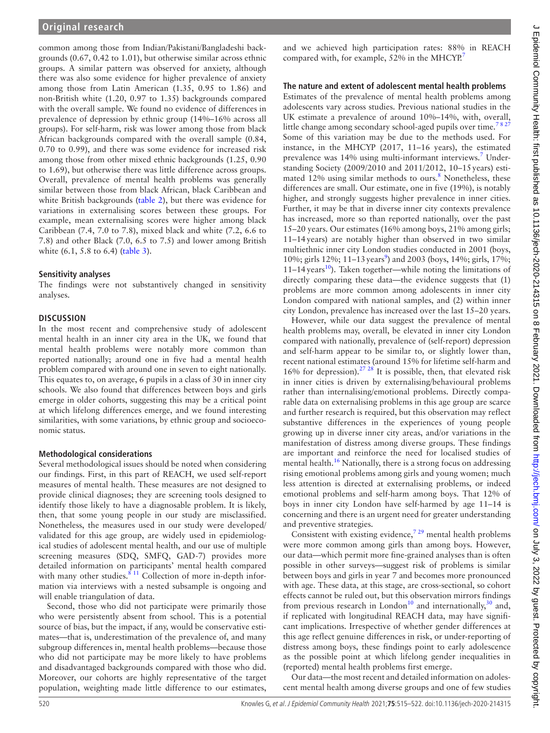common among those from Indian/Pakistani/Bangladeshi backgrounds (0.67, 0.42 to 1.01), but otherwise similar across ethnic groups. A similar pattern was observed for anxiety, although there was also some evidence for higher prevalence of anxiety among those from Latin American (1.35, 0.95 to 1.86) and non-British white (1.20, 0.97 to 1.35) backgrounds compared with the overall sample. We found no evidence of differences in prevalence of depression by ethnic group (14%–16% across all groups). For self-harm, risk was lower among those from black African backgrounds compared with the overall sample (0.84, 0.70 to 0.99), and there was some evidence for increased risk among those from other mixed ethnic backgrounds (1.25, 0.90 to 1.69), but otherwise there was little difference across groups. Overall, prevalence of mental health problems was generally similar between those from black African, black Caribbean and white British backgrounds (table 2), but there was evidence for variations in externalising scores between these groups. For example, mean externalising scores were higher among black Caribbean (7.4, 7.0 to 7.8), mixed black and white (7.2, 6.6 to 7.8) and other Black (7.0, 6.5 to 7.5) and lower among British white (6.1, 5.8 to 6.4) (table 3).

### Sensitivity analyses

The findings were not substantively changed in sensitivity analyses.

## DISCUSSION

In the most recent and comprehensive study of adolescent mental health in an inner city area in the UK, we found that mental health problems were notably more common than reported nationally; around one in five had a mental health problem compared with around one in seven to eight nationally. This equates to, on average, 6 pupils in a class of 30 in inner city schools. We also found that differences between boys and girls emerge in older cohorts, suggesting this may be a critical point at which lifelong differences emerge, and we found interesting similarities, with some variations, by ethnic group and socioeconomic status.

### Methodological considerations

Several methodological issues should be noted when considering our findings. First, in this part of REACH, we used self-report measures of mental health. These measures are not designed to provide clinical diagnoses; they are screening tools designed to identify those likely to have a diagnosable problem. It is likely, then, that some young people in our study are misclassified. Nonetheless, the measures used in our study were developed/validated for this age group, are widely used in epidemiological studies of adolescent mental health, and our use of multiple screening measures (SDQ, SMFQ, GAD-7) provides more detailed information on participants' mental health compared with many other studies.[8 11] Collection of more in-depth information via interviews with a nested subsample is ongoing and will enable triangulation of data.

Second, those who did not participate were primarily those who were persistently absent from school. This is a potential source of bias, but the impact, if any, would be conservative estimates—that is, underestimation of the prevalence of, and many subgroup differences in, mental health problems—because those who did not participate may be more likely to have problems and disadvantaged backgrounds compared with those who did. Moreover, our cohorts are highly representative of the target population, weighting made little difference to our estimates, and we achieved high participation rates: 88% in REACH compared with, for example, 52% in the MHCYP.[7]

### The nature and extent of adolescent mental health problems

Estimates of the prevalence of mental health problems among adolescents vary across studies. Previous national studies in the UK estimate a prevalence of around 10%–14%, with, overall, little change among secondary school-aged pupils over time.[7 8 27] Some of this variation may be due to the methods used. For instance, in the MHCYP (2017, 11–16 years), the estimated prevalence was 14% using multi-informant interviews.[7] Understanding Society (2009/2010 and 2011/2012, 10–15 years) estimated 12% using similar methods to ours.[8] Nonetheless, these differences are small. Our estimate, one in five (19%), is notably higher, and strongly suggests higher prevalence in inner cities. Further, it may be that in diverse inner city contexts prevalence has increased, more so than reported nationally, over the past 15–20 years. Our estimates (16% among boys, 21% among girls; 11–14 years) are notably higher than observed in two similar multiethnic inner city London studies conducted in 2001 (boys, 10%; girls 12%; 11–13 years[9]) and 2003 (boys, 14%; girls, 17%; 11–14 years[10]). Taken together—while noting the limitations of directly comparing these data—the evidence suggests that (1) problems are more common among adolescents in inner city London compared with national samples, and (2) within inner city London, prevalence has increased over the last 15–20 years.

However, while our data suggest the prevalence of mental health problems may, overall, be elevated in inner city London compared with nationally, prevalence of (self-report) depression and self-harm appear to be similar to, or slightly lower than, recent national estimates (around 15% for lifetime self-harm and 16% for depression).[27 28] It is possible, then, that elevated risk in inner cities is driven by externalising/behavioural problems rather than internalising/emotional problems. Directly comparable data on externalising problems in this age group are scarce and further research is required, but this observation may reflect substantive differences in the experiences of young people growing up in diverse inner city areas, and/or variations in the manifestation of distress among diverse groups. These findings are important and reinforce the need for localised studies of mental health.[16] Nationally, there is a strong focus on addressing rising emotional problems among girls and young women; much less attention is directed at externalising problems, or indeed emotional problems and self-harm among boys. That 12% of boys in inner city London have self-harmed by age 11–14 is concerning and there is an urgent need for greater understanding and preventive strategies.

Consistent with existing evidence,[7 29] mental health problems were more common among girls than among boys. However, our data—which permit more fine-grained analyses than is often possible in other surveys—suggest risk of problems is similar between boys and girls in year 7 and becomes more pronounced with age. These data, at this stage, are cross-sectional, so cohort effects cannot be ruled out, but this observation mirrors findings from previous research in London[10] and internationally,[30] and, if replicated with longitudinal REACH data, may have significant implications. Irrespective of whether gender differences at this age reflect genuine differences in risk, or under-reporting of distress among boys, these findings point to early adolescence as the possible point at which lifelong gender inequalities in (reported) mental health problems first emerge.

Our data—the most recent and detailed information on adolescent mental health among diverse groups and one of few studies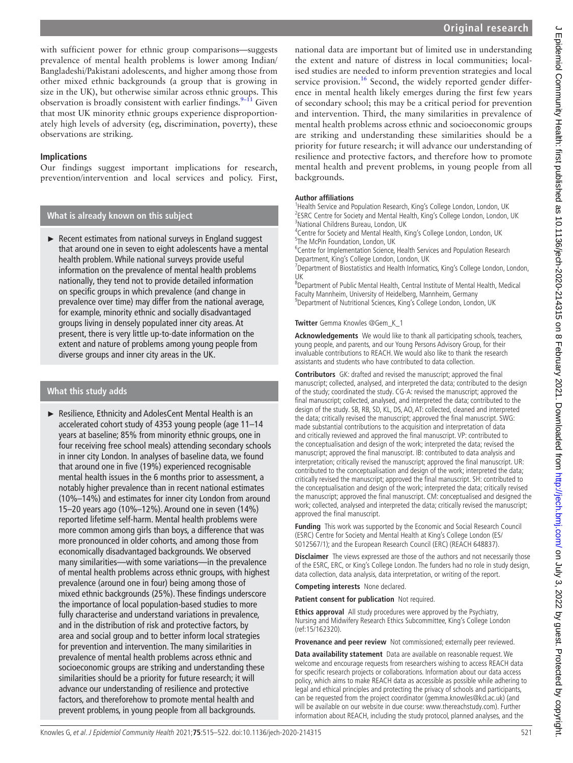with sufficient power for ethnic group comparisons—suggests prevalence of mental health problems is lower among Indian/Bangladeshi/Pakistani adolescents, and higher among those from other mixed ethnic backgrounds (a group that is growing in size in the UK), but otherwise similar across ethnic groups. This observation is broadly consistent with earlier findings.[9–11] Given that most UK minority ethnic groups experience disproportionately high levels of adversity (eg, discrimination, poverty), these observations are striking.

### Implications

Our findings suggest important implications for research, prevention/intervention and local services and policy. First, national data are important but of limited use in understanding the extent and nature of distress in local communities; localised studies are needed to inform prevention strategies and local service provision.[16] Second, the widely reported gender difference in mental health likely emerges during the first few years of secondary school; this may be a critical period for prevention and intervention. Third, the many similarities in prevalence of mental health problems across ethnic and socioeconomic groups are striking and understanding these similarities should be a priority for future research; it will advance our understanding of resilience and protective factors, and therefore how to promote mental health and prevent problems, in young people from all backgrounds.

### What is already known on this subject

- Recent estimates from national surveys in England suggest that around one in seven to eight adolescents have a mental health problem. While national surveys provide useful information on the prevalence of mental health problems nationally, they tend not to provide detailed information on specific groups in which prevalence (and change in prevalence over time) may differ from the national average, for example, minority ethnic and socially disadvantaged groups living in densely populated inner city areas. At present, there is very little up-to-date information on the extent and nature of problems among young people from diverse groups and inner city areas in the UK.

### What this study adds

- Resilience, Ethnicity and AdolesCent Mental Health is an accelerated cohort study of 4353 young people (age 11–14 years at baseline; 85% from minority ethnic groups, one in four receiving free school meals) attending secondary schools in inner city London. In analyses of baseline data, we found that around one in five (19%) experienced recognisable mental health issues in the 6 months prior to assessment, a notably higher prevalence than in recent national estimates (10%–14%) and estimates for inner city London from around 15–20 years ago (10%–12%). Around one in seven (14%) reported lifetime self-harm. Mental health problems were more common among girls than boys, a difference that was more pronounced in older cohorts, and among those from economically disadvantaged backgrounds. We observed many similarities—with some variations—in the prevalence of mental health problems across ethnic groups, with highest prevalence (around one in four) being among those of mixed ethnic backgrounds (25%). These findings underscore the importance of local population-based studies to more fully characterise and understand variations in prevalence, and in the distribution of risk and protective factors, by area and social group and to better inform local strategies for prevention and intervention. The many similarities in prevalence of mental health problems across ethnic and socioeconomic groups are striking and understanding these similarities should be a priority for future research; it will advance our understanding of resilience and protective factors, and thereforehow to promote mental health and prevent problems, in young people from all backgrounds.

**Author affiliations**
[1]Health Service and Population Research, King's College London, London, UK
[2]ESRC Centre for Society and Mental Health, King's College London, London, UK
[3]National Childrens Bureau, London, UK
[4]Centre for Society and Mental Health, King's College London, London, UK
[5]The McPin Foundation, London, UK
[6]Centre for Implementation Science, Health Services and Population Research Department, King's College London, London, UK
[7]Department of Biostatistics and Health Informatics, King's College London, London, UK
[8]Department of Public Mental Health, Central Institute of Mental Health, Medical Faculty Mannheim, University of Heidelberg, Mannheim, Germany
[9]Department of Nutritional Sciences, King's College London, London, UK

**Twitter** Gemma Knowles @Gem_K_1

**Acknowledgements** We would like to thank all participating schools, teachers, young people, and parents, and our Young Persons Advisory Group, for their invaluable contributions to REACH. We would also like to thank the research assistants and students who have contributed to data collection.

**Contributors** GK: drafted and revised the manuscript; approved the final manuscript; collected, analysed, and interpreted the data; contributed to the design of the study; coordinated the study. CG-A: revised the manuscript; approved the final manuscript; collected, analysed, and interpreted the data; contributed to the design of the study. SB, RB, SD, KL, DS, AO, AT: collected, cleaned and interpreted the data; critically revised the manuscript; approved the final manuscript. SWG: made substantial contributions to the acquisition and interpretation of data and critically reviewed and approved the final manuscript. VP: contributed to the conceptualisation and design of the work; interpreted the data; revised the manuscript; approved the final manuscript. IB: contributed to data analysis and interpretation; critically revised the manuscript; approved the final manuscript. UR: contributed to the conceptualisation and design of the work; interpreted the data; critically revised the manuscript; approved the final manuscript. SH: contributed to the conceptualisation and design of the work; interpreted the data; critically revised the manuscript; approved the final manuscript. CM: conceptualised and designed the work; collected, analysed and interpreted the data; critically revised the manuscript; approved the final manuscript.

**Funding** This work was supported by the Economic and Social Research Council (ESRC) Centre for Society and Mental Health at King's College London (ES/S012567/1); and the European Research Council (ERC) (REACH 648837).

**Disclaimer** The views expressed are those of the authors and not necessarily those of the ESRC, ERC, or King's College London. The funders had no role in study design, data collection, data analysis, data interpretation, or writing of the report.

**Competing interests** None declared.

**Patient consent for publication** Not required.

**Ethics approval** All study procedures were approved by the Psychiatry, Nursing and Midwifery Research Ethics Subcommittee, King's College London (ref:15/162320).

**Provenance and peer review** Not commissioned; externally peer reviewed.

**Data availability statement** Data are available on reasonable request. We welcome and encourage requests from researchers wishing to access REACH data for specific research projects or collaborations. Information about our data access policy, which aims to make REACH data as accessible as possible while adhering to legal and ethical principles and protecting the privacy of schools and participants, can be requested from the project coordinator (gemma.knowles@kcl.ac.uk) (and will be available on our website in due course: www.thereachstudy.com). Further information about REACH, including the study protocol, planned analyses, and the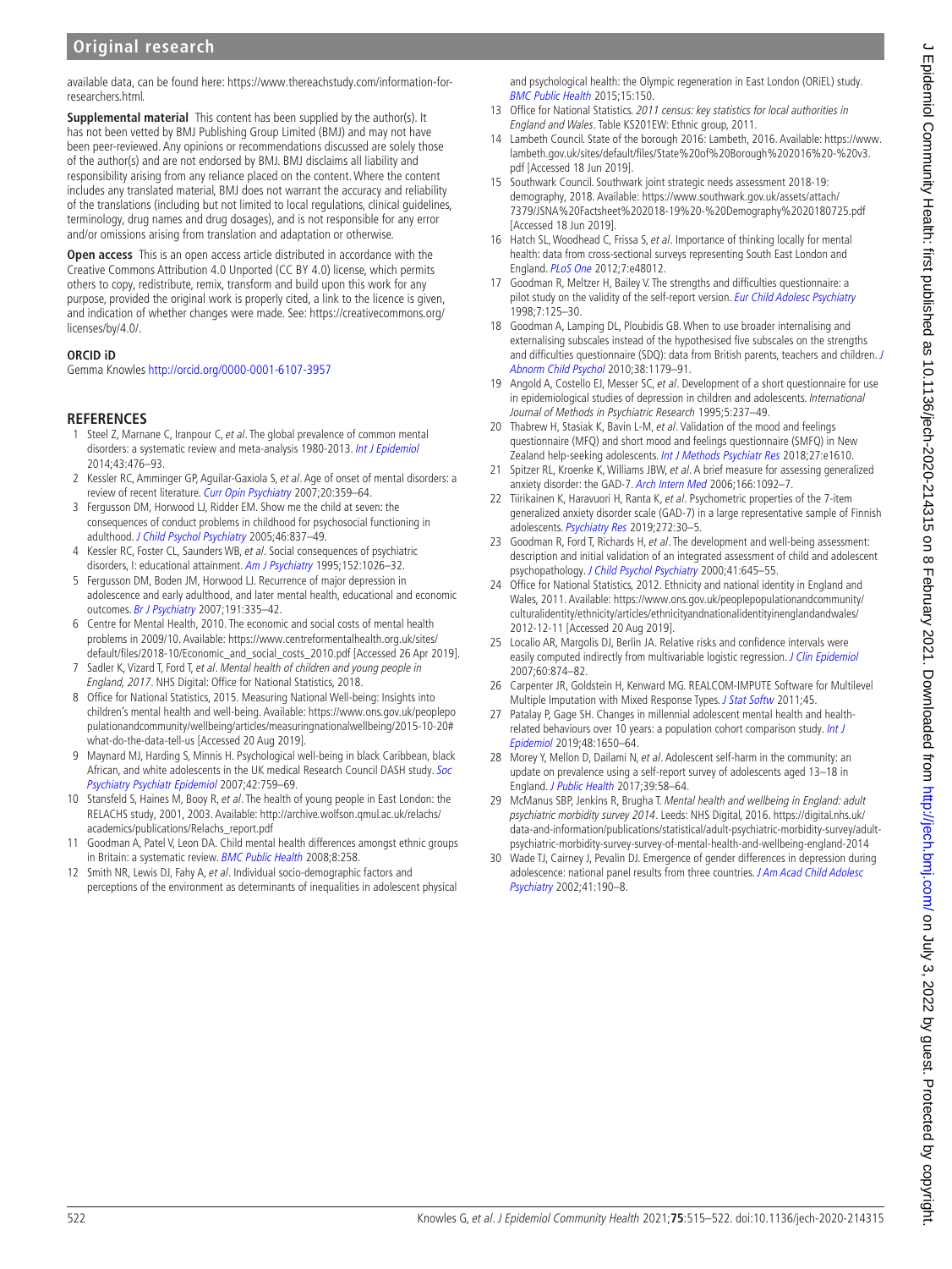available data, can be found here: https://www.thereachstudy.com/information-for-researchers.html.

**Supplemental material** This content has been supplied by the author(s). It has not been vetted by BMJ Publishing Group Limited (BMJ) and may not have been peer-reviewed. Any opinions or recommendations discussed are solely those of the author(s) and are not endorsed by BMJ. BMJ disclaims all liability and responsibility arising from any reliance placed on the content. Where the content includes any translated material, BMJ does not warrant the accuracy and reliability of the translations (including but not limited to local regulations, clinical guidelines, terminology, drug names and drug dosages), and is not responsible for any error and/or omissions arising from translation and adaptation or otherwise.

**Open access** This is an open access article distributed in accordance with the Creative Commons Attribution 4.0 Unported (CC BY 4.0) license, which permits others to copy, redistribute, remix, transform and build upon this work for any purpose, provided the original work is properly cited, a link to the licence is given, and indication of whether changes were made. See: https://creativecommons.org/licenses/by/4.0/.

### ORCID iD

Gemma Knowles http://orcid.org/0000-0001-6107-3957

## REFERENCES

1. Steel Z, Marnane C, Iranpour C, *et al*. The global prevalence of common mental disorders: a systematic review and meta-analysis 1980-2013. *Int J Epidemiol* 2014;43:476–93.
2. Kessler RC, Amminger GP, Aguilar-Gaxiola S, *et al*. Age of onset of mental disorders: a review of recent literature. *Curr Opin Psychiatry* 2007;20:359–64.
3. Fergusson DM, Horwood LJ, Ridder EM. Show me the child at seven: the consequences of conduct problems in childhood for psychosocial functioning in adulthood. *J Child Psychol Psychiatry* 2005;46:837–49.
4. Kessler RC, Foster CL, Saunders WB, *et al*. Social consequences of psychiatric disorders, I: educational attainment. *Am J Psychiatry* 1995;152:1026–32.
5. Fergusson DM, Boden JM, Horwood LJ. Recurrence of major depression in adolescence and early adulthood, and later mental health, educational and economic outcomes. *Br J Psychiatry* 2007;191:335–42.
6. Centre for Mental Health, 2010. The economic and social costs of mental health problems in 2009/10. Available: https://www.centreformentalhealth.org.uk/sites/default/files/2018-10/Economic_and_social_costs_2010.pdf [Accessed 26 Apr 2019].
7. Sadler K, Vizard T, Ford T, *et al*. *Mental health of children and young people in England, 2017*. NHS Digital: Office for National Statistics, 2018.
8. Office for National Statistics, 2015. Measuring National Well-being: Insights into children's mental health and well-being. Available: https://www.ons.gov.uk/peoplepopulationandcommunity/wellbeing/articles/measuringnationalwellbeing/2015-10-20#what-do-the-data-tell-us [Accessed 20 Aug 2019].
9. Maynard MJ, Harding S, Minnis H. Psychological well-being in black Caribbean, black African, and white adolescents in the UK medical Research Council DASH study. *Soc Psychiatry Psychiatr Epidemiol* 2007;42:759–69.
10. Stansfeld S, Haines M, Booy R, *et al*. The health of young people in East London: the RELACHS study, 2001, 2003. Available: http://archive.wolfson.qmul.ac.uk/relachs/academics/publications/Relachs_report.pdf
11. Goodman A, Patel V, Leon DA. Child mental health differences amongst ethnic groups in Britain: a systematic review. *BMC Public Health* 2008;8:258.
12. Smith NR, Lewis DJ, Fahy A, *et al*. Individual socio-demographic factors and perceptions of the environment as determinants of inequalities in adolescent physical and psychological health: the Olympic regeneration in East London (ORiEL) study. *BMC Public Health* 2015;15:150.
13. Office for National Statistics. *2011 census: key statistics for local authorities in England and Wales*. Table KS201EW: Ethnic group, 2011.
14. Lambeth Council. State of the borough 2016: Lambeth, 2016. Available: https://www.lambeth.gov.uk/sites/default/files/State%20of%20Borough%202016%20-%20v3.pdf [Accessed 18 Jun 2019].
15. Southwark Council. Southwark joint strategic needs assessment 2018-19: demography, 2018. Available: https://www.southwark.gov.uk/assets/attach/7379/JSNA%20Factsheet%202018-19%20-%20Demography%2020180725.pdf [Accessed 18 Jun 2019].
16. Hatch SL, Woodhead C, Frissa S, *et al*. Importance of thinking locally for mental health: data from cross-sectional surveys representing South East London and England. *PLoS One* 2012;7:e48012.
17. Goodman R, Meltzer H, Bailey V. The strengths and difficulties questionnaire: a pilot study on the validity of the self-report version. *Eur Child Adolesc Psychiatry* 1998;7:125–30.
18. Goodman A, Lamping DL, Ploubidis GB. When to use broader internalising and externalising subscales instead of the hypothesised five subscales on the strengths and difficulties questionnaire (SDQ): data from British parents, teachers and children. *J Abnorm Child Psychol* 2010;38:1179–91.
19. Angold A, Costello EJ, Messer SC, *et al*. Development of a short questionnaire for use in epidemiological studies of depression in children and adolescents. *International Journal of Methods in Psychiatric Research* 1995;5:237–49.
20. Thabrew H, Stasiak K, Bavin L-M, *et al*. Validation of the mood and feelings questionnaire (MFQ) and short mood and feelings questionnaire (SMFQ) in New Zealand help-seeking adolescents. *Int J Methods Psychiatr Res* 2018;27:e1610.
21. Spitzer RL, Kroenke K, Williams JBW, *et al*. A brief measure for assessing generalized anxiety disorder: the GAD-7. *Arch Intern Med* 2006;166:1092–7.
22. Tiirikainen K, Haravuori H, Ranta K, *et al*. Psychometric properties of the 7-item generalized anxiety disorder scale (GAD-7) in a large representative sample of Finnish adolescents. *Psychiatry Res* 2019;272:30–5.
23. Goodman R, Ford T, Richards H, *et al*. The development and well-being assessment: description and initial validation of an integrated assessment of child and adolescent psychopathology. *J Child Psychol Psychiatry* 2000;41:645–55.
24. Office for National Statistics, 2012. Ethnicity and national identity in England and Wales, 2011. Available: https://www.ons.gov.uk/peoplepopulationandcommunity/culturalidentity/ethnicity/articles/ethnicityandnationalidentityinenglandandwales/2012-12-11 [Accessed 20 Aug 2019].
25. Localio AR, Margolis DJ, Berlin JA. Relative risks and confidence intervals were easily computed indirectly from multivariable logistic regression. *J Clin Epidemiol* 2007;60:874–82.
26. Carpenter JR, Goldstein H, Kenward MG. REALCOM-IMPUTE Software for Multilevel Multiple Imputation with Mixed Response Types. *J Stat Softw* 2011;45.
27. Patalay P, Gage SH. Changes in millennial adolescent mental health and health-related behaviours over 10 years: a population cohort comparison study. *Int J Epidemiol* 2019;48:1650–64.
28. Morey Y, Mellon D, Dailami N, *et al*. Adolescent self-harm in the community: an update on prevalence using a self-report survey of adolescents aged 13–18 in England. *J Public Health* 2017;39:58–64.
29. McManus SBP, Jenkins R, Brugha T. *Mental health and wellbeing in England: adult psychiatric morbidity survey 2014*. Leeds: NHS Digital, 2016. https://digital.nhs.uk/data-and-information/publications/statistical/adult-psychiatric-morbidity-survey/adult-psychiatric-morbidity-survey-survey-of-mental-health-and-wellbeing-england-2014
30. Wade TJ, Cairney J, Pevalin DJ. Emergence of gender differences in depression during adolescence: national panel results from three countries. *J Am Acad Child Adolesc Psychiatry* 2002;41:190–8.